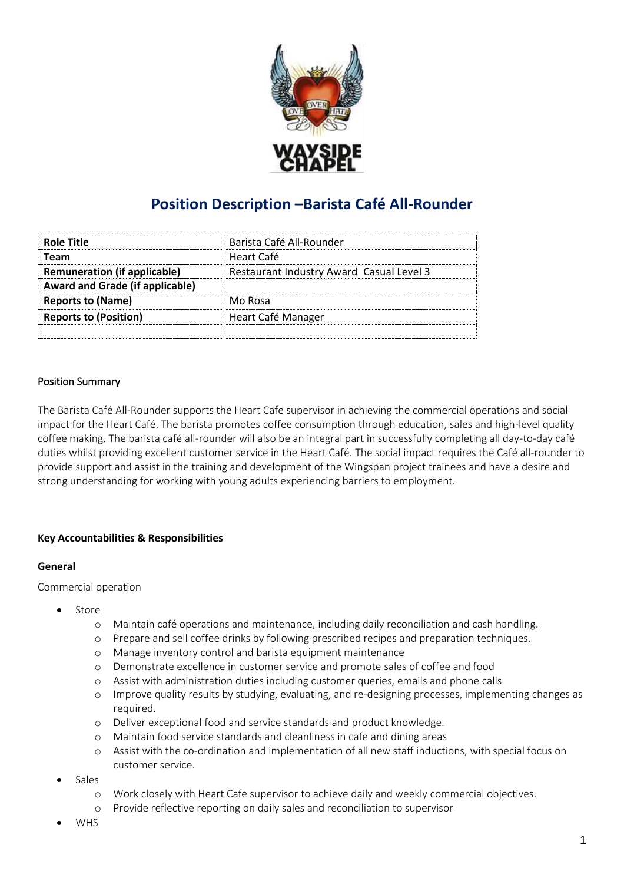# Position Description –Barista Café All-Rounder

| Role Title | Barista Café All-Rounder |
|---|---|
| Team | Heart Café |
| Remuneration (if applicable) | Restaurant Industry Award  Casual Level 3 |
| Award and Grade (if applicable) | |
| Reports to (Name) | Mo Rosa |
| Reports to (Position) | Heart Café Manager |
| | |

## Position Summary

The Barista Café All-Rounder supports the Heart Cafe supervisor in achieving the commercial operations and social impact for the Heart Café. The barista promotes coffee consumption through education, sales and high-level quality coffee making. The barista café all-rounder will also be an integral part in successfully completing all day-to-day café duties whilst providing excellent customer service in the Heart Café. The social impact requires the Café all-rounder to provide support and assist in the training and development of the Wingspan project trainees and have a desire and strong understanding for working with young adults experiencing barriers to employment.

## Key Accountabilities & Responsibilities

### General

Commercial operation

- Store
  - Maintain café operations and maintenance, including daily reconciliation and cash handling.
  - Prepare and sell coffee drinks by following prescribed recipes and preparation techniques.
  - Manage inventory control and barista equipment maintenance
  - Demonstrate excellence in customer service and promote sales of coffee and food
  - Assist with administration duties including customer queries, emails and phone calls
  - Improve quality results by studying, evaluating, and re-designing processes, implementing changes as required.
  - Deliver exceptional food and service standards and product knowledge.
  - Maintain food service standards and cleanliness in cafe and dining areas
  - Assist with the co-ordination and implementation of all new staff inductions, with special focus on customer service.
- Sales
  - Work closely with Heart Cafe supervisor to achieve daily and weekly commercial objectives.
  - Provide reflective reporting on daily sales and reconciliation to supervisor
- WHS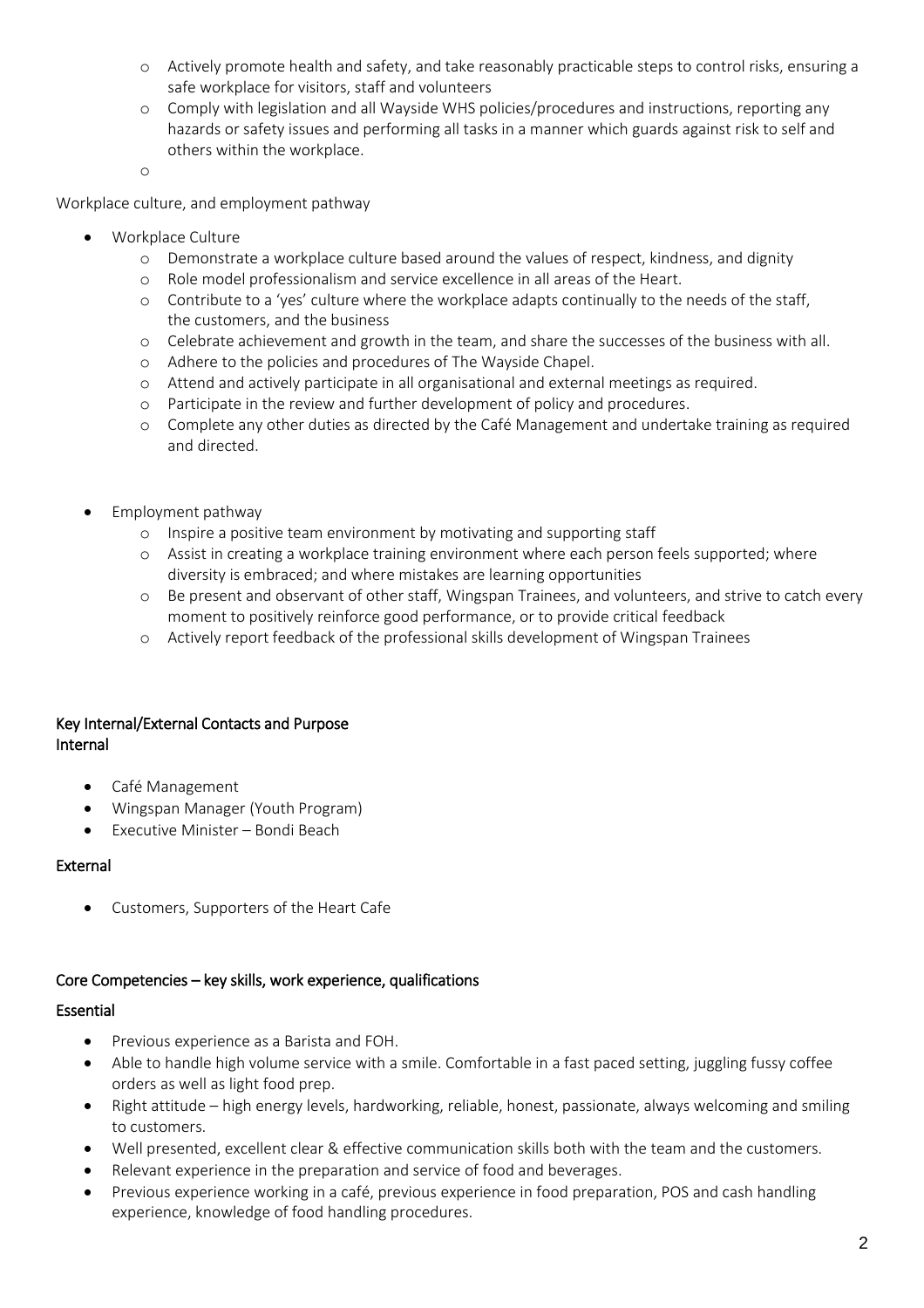- Actively promote health and safety, and take reasonably practicable steps to control risks, ensuring a safe workplace for visitors, staff and volunteers
  - Comply with legislation and all Wayside WHS policies/procedures and instructions, reporting any hazards or safety issues and performing all tasks in a manner which guards against risk to self and others within the workplace.

Workplace culture, and employment pathway

- Workplace Culture
  - Demonstrate a workplace culture based around the values of respect, kindness, and dignity
  - Role model professionalism and service excellence in all areas of the Heart.
  - Contribute to a 'yes' culture where the workplace adapts continually to the needs of the staff, the customers, and the business
  - Celebrate achievement and growth in the team, and share the successes of the business with all.
  - Adhere to the policies and procedures of The Wayside Chapel.
  - Attend and actively participate in all organisational and external meetings as required.
  - Participate in the review and further development of policy and procedures.
  - Complete any other duties as directed by the Café Management and undertake training as required and directed.

- Employment pathway
  - Inspire a positive team environment by motivating and supporting staff
  - Assist in creating a workplace training environment where each person feels supported; where diversity is embraced; and where mistakes are learning opportunities
  - Be present and observant of other staff, Wingspan Trainees, and volunteers, and strive to catch every moment to positively reinforce good performance, or to provide critical feedback
  - Actively report feedback of the professional skills development of Wingspan Trainees

## Key Internal/External Contacts and Purpose

### Internal

- Café Management
- Wingspan Manager (Youth Program)
- Executive Minister – Bondi Beach

### External

- Customers, Supporters of the Heart Cafe

## Core Competencies – key skills, work experience, qualifications

### Essential

- Previous experience as a Barista and FOH.
- Able to handle high volume service with a smile. Comfortable in a fast paced setting, juggling fussy coffee orders as well as light food prep.
- Right attitude – high energy levels, hardworking, reliable, honest, passionate, always welcoming and smiling to customers.
- Well presented, excellent clear & effective communication skills both with the team and the customers.
- Relevant experience in the preparation and service of food and beverages.
- Previous experience working in a café, previous experience in food preparation, POS and cash handling experience, knowledge of food handling procedures.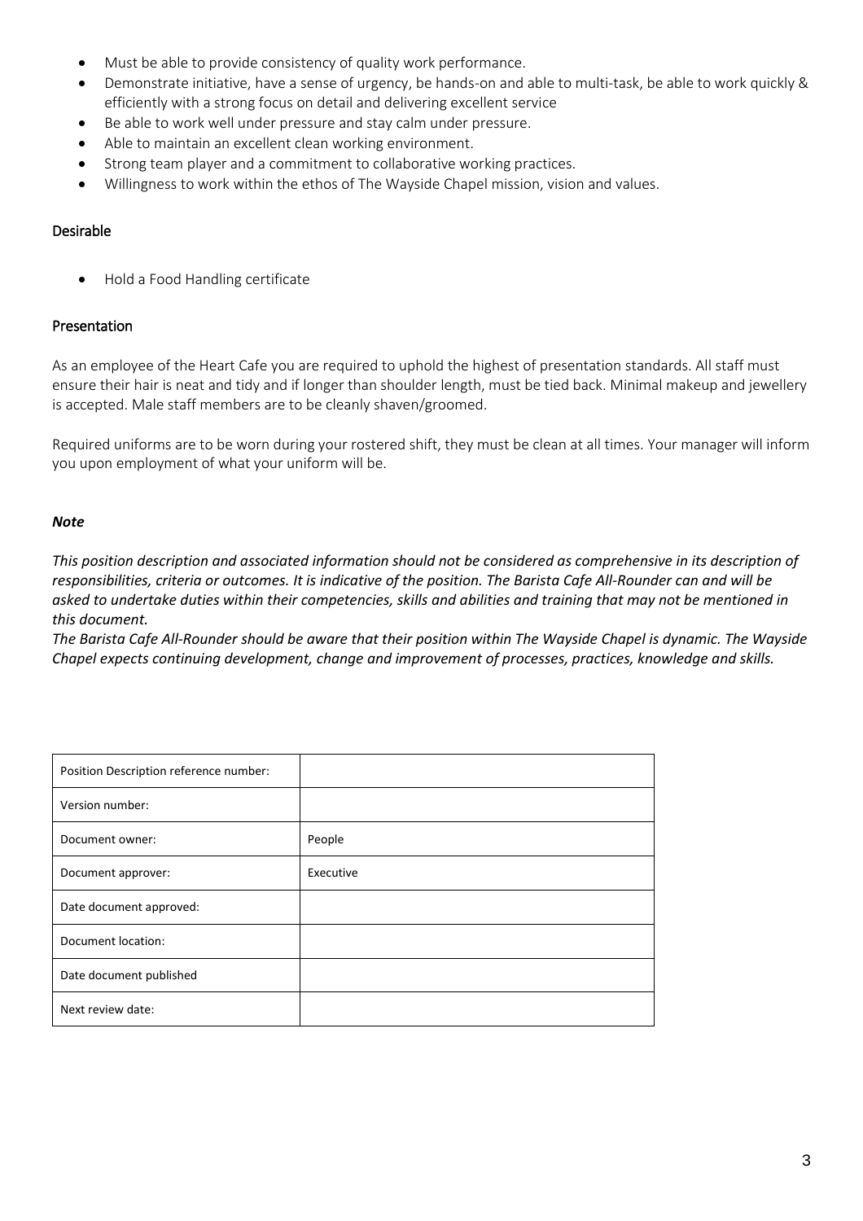- Must be able to provide consistency of quality work performance.
- Demonstrate initiative, have a sense of urgency, be hands-on and able to multi-task, be able to work quickly & efficiently with a strong focus on detail and delivering excellent service
- Be able to work well under pressure and stay calm under pressure.
- Able to maintain an excellent clean working environment.
- Strong team player and a commitment to collaborative working practices.
- Willingness to work within the ethos of The Wayside Chapel mission, vision and values.

### Desirable

- Hold a Food Handling certificate

### Presentation

As an employee of the Heart Cafe you are required to uphold the highest of presentation standards. All staff must ensure their hair is neat and tidy and if longer than shoulder length, must be tied back. Minimal makeup and jewellery is accepted. Male staff members are to be cleanly shaven/groomed.

Required uniforms are to be worn during your rostered shift, they must be clean at all times. Your manager will inform you upon employment of what your uniform will be.

***Note***

*This position description and associated information should not be considered as comprehensive in its description of responsibilities, criteria or outcomes. It is indicative of the position. The Barista Cafe All-Rounder can and will be asked to undertake duties within their competencies, skills and abilities and training that may not be mentioned in this document.*

*The Barista Cafe All-Rounder should be aware that their position within The Wayside Chapel is dynamic. The Wayside Chapel expects continuing development, change and improvement of processes, practices, knowledge and skills.*

| | |
|---|---|
| Position Description reference number: | |
| Version number: | |
| Document owner: | People |
| Document approver: | Executive |
| Date document approved: | |
| Document location: | |
| Date document published | |
| Next review date: | |